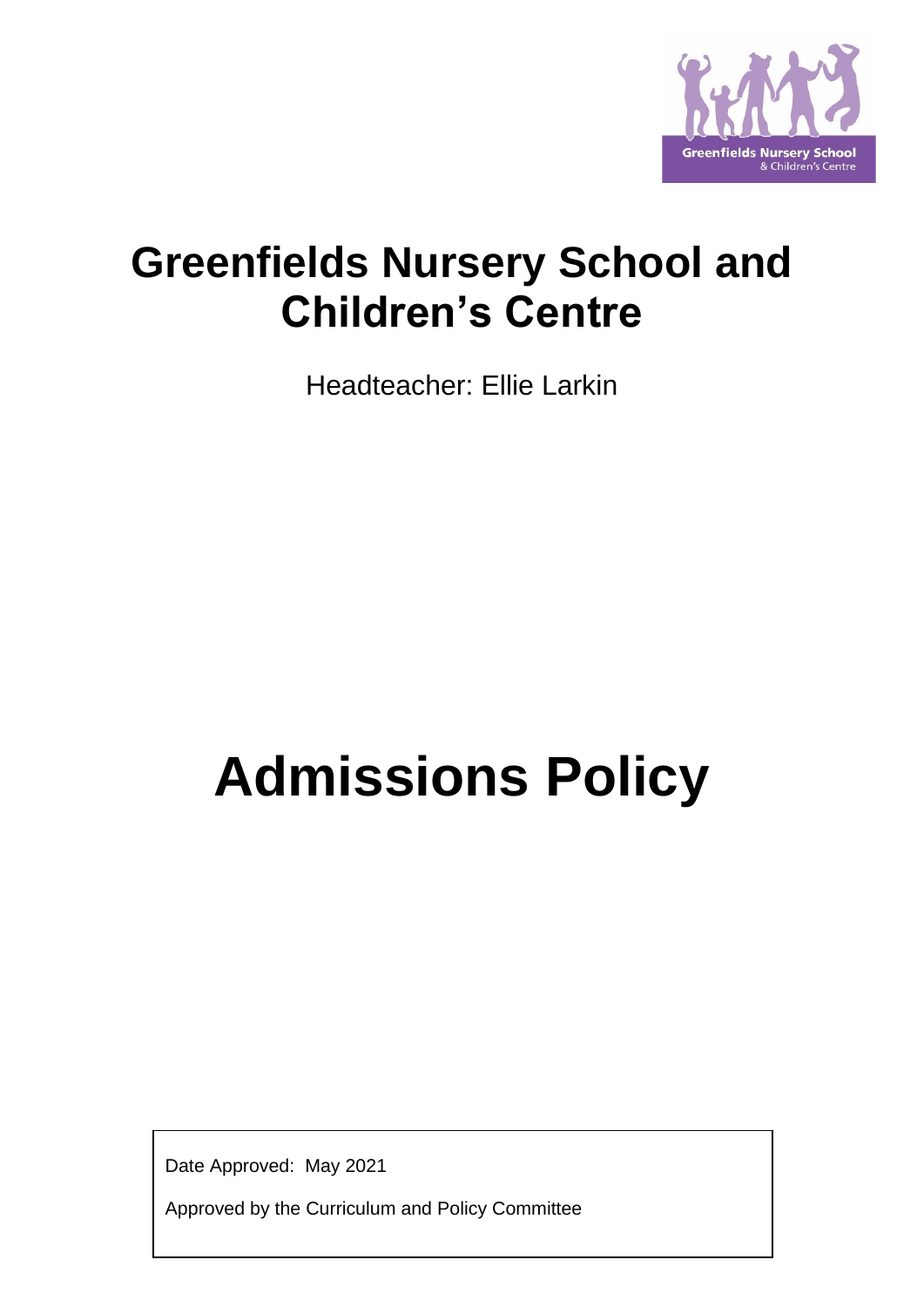# Greenfields Nursery School and Children's Centre

Headteacher: Ellie Larkin

# Admissions Policy

Date Approved: May 2021

Approved by the Curriculum and Policy Committee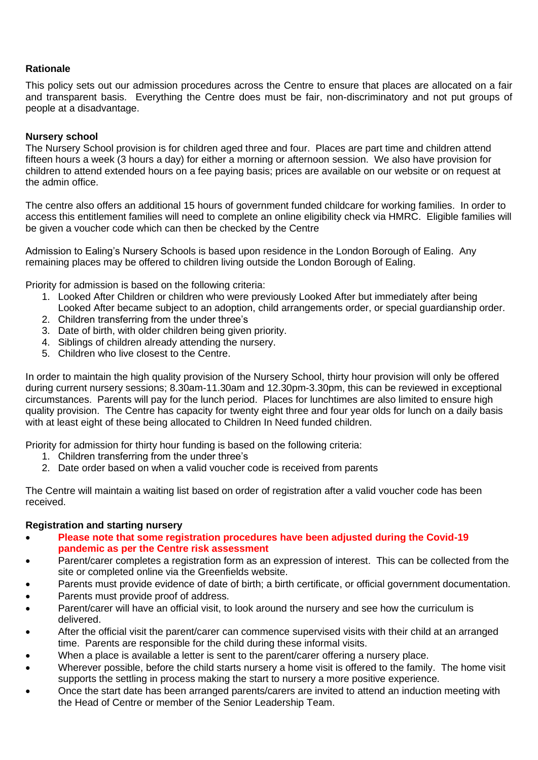**Rationale**

This policy sets out our admission procedures across the Centre to ensure that places are allocated on a fair and transparent basis. Everything the Centre does must be fair, non-discriminatory and not put groups of people at a disadvantage.

**Nursery school**

The Nursery School provision is for children aged three and four. Places are part time and children attend fifteen hours a week (3 hours a day) for either a morning or afternoon session. We also have provision for children to attend extended hours on a fee paying basis; prices are available on our website or on request at the admin office.

The centre also offers an additional 15 hours of government funded childcare for working families. In order to access this entitlement families will need to complete an online eligibility check via HMRC. Eligible families will be given a voucher code which can then be checked by the Centre

Admission to Ealing's Nursery Schools is based upon residence in the London Borough of Ealing. Any remaining places may be offered to children living outside the London Borough of Ealing.

Priority for admission is based on the following criteria:

1. Looked After Children or children who were previously Looked After but immediately after being Looked After became subject to an adoption, child arrangements order, or special guardianship order.
2. Children transferring from the under three's
3. Date of birth, with older children being given priority.
4. Siblings of children already attending the nursery.
5. Children who live closest to the Centre.

In order to maintain the high quality provision of the Nursery School, thirty hour provision will only be offered during current nursery sessions; 8.30am-11.30am and 12.30pm-3.30pm, this can be reviewed in exceptional circumstances. Parents will pay for the lunch period. Places for lunchtimes are also limited to ensure high quality provision. The Centre has capacity for twenty eight three and four year olds for lunch on a daily basis with at least eight of these being allocated to Children In Need funded children.

Priority for admission for thirty hour funding is based on the following criteria:

1. Children transferring from the under three's
2. Date order based on when a valid voucher code is received from parents

The Centre will maintain a waiting list based on order of registration after a valid voucher code has been received.

**Registration and starting nursery**

- **Please note that some registration procedures have been adjusted during the Covid-19 pandemic as per the Centre risk assessment**
- Parent/carer completes a registration form as an expression of interest. This can be collected from the site or completed online via the Greenfields website.
- Parents must provide evidence of date of birth; a birth certificate, or official government documentation.
- Parents must provide proof of address.
- Parent/carer will have an official visit, to look around the nursery and see how the curriculum is delivered.
- After the official visit the parent/carer can commence supervised visits with their child at an arranged time. Parents are responsible for the child during these informal visits.
- When a place is available a letter is sent to the parent/carer offering a nursery place.
- Wherever possible, before the child starts nursery a home visit is offered to the family. The home visit supports the settling in process making the start to nursery a more positive experience.
- Once the start date has been arranged parents/carers are invited to attend an induction meeting with the Head of Centre or member of the Senior Leadership Team.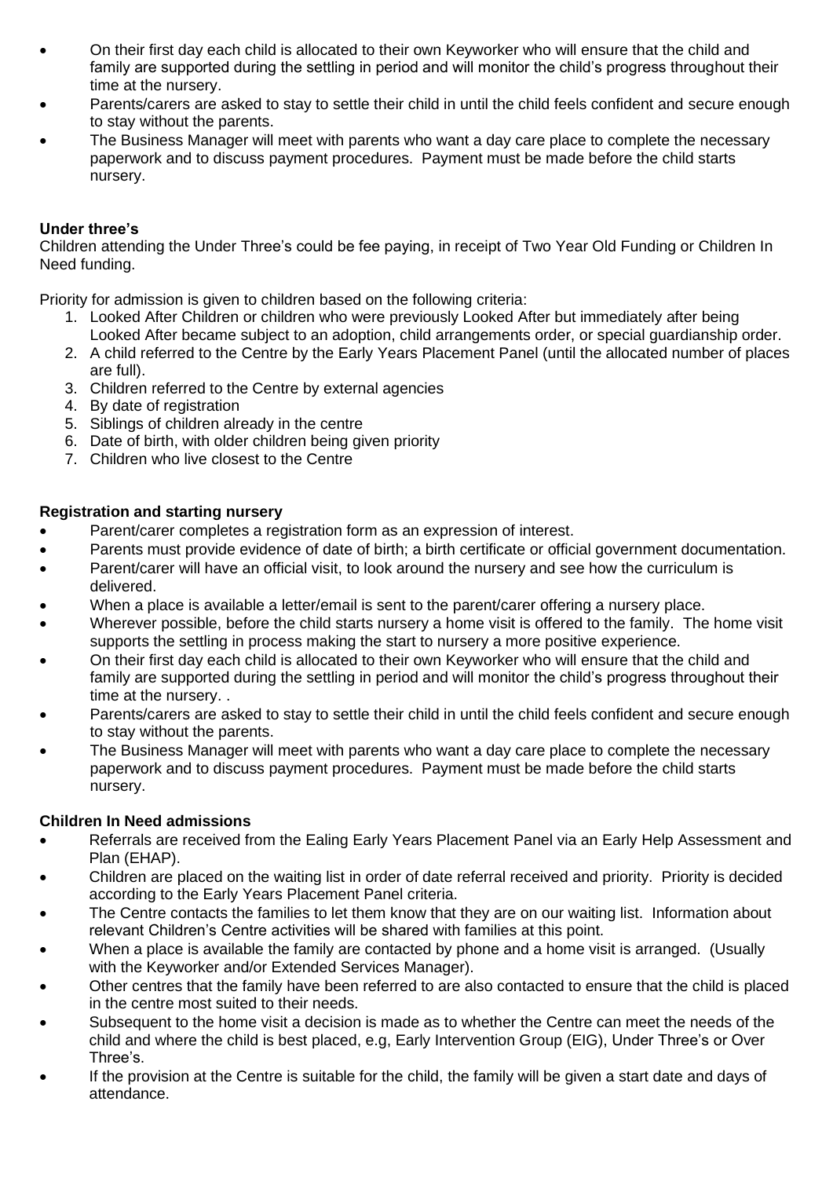- On their first day each child is allocated to their own Keyworker who will ensure that the child and family are supported during the settling in period and will monitor the child's progress throughout their time at the nursery.
- Parents/carers are asked to stay to settle their child in until the child feels confident and secure enough to stay without the parents.
- The Business Manager will meet with parents who want a day care place to complete the necessary paperwork and to discuss payment procedures. Payment must be made before the child starts nursery.

**Under three's**

Children attending the Under Three's could be fee paying, in receipt of Two Year Old Funding or Children In Need funding.

Priority for admission is given to children based on the following criteria:

1. Looked After Children or children who were previously Looked After but immediately after being Looked After became subject to an adoption, child arrangements order, or special guardianship order.
2. A child referred to the Centre by the Early Years Placement Panel (until the allocated number of places are full).
3. Children referred to the Centre by external agencies
4. By date of registration
5. Siblings of children already in the centre
6. Date of birth, with older children being given priority
7. Children who live closest to the Centre

**Registration and starting nursery**

- Parent/carer completes a registration form as an expression of interest.
- Parents must provide evidence of date of birth; a birth certificate or official government documentation.
- Parent/carer will have an official visit, to look around the nursery and see how the curriculum is delivered.
- When a place is available a letter/email is sent to the parent/carer offering a nursery place.
- Wherever possible, before the child starts nursery a home visit is offered to the family. The home visit supports the settling in process making the start to nursery a more positive experience.
- On their first day each child is allocated to their own Keyworker who will ensure that the child and family are supported during the settling in period and will monitor the child's progress throughout their time at the nursery. .
- Parents/carers are asked to stay to settle their child in until the child feels confident and secure enough to stay without the parents.
- The Business Manager will meet with parents who want a day care place to complete the necessary paperwork and to discuss payment procedures. Payment must be made before the child starts nursery.

**Children In Need admissions**

- Referrals are received from the Ealing Early Years Placement Panel via an Early Help Assessment and Plan (EHAP).
- Children are placed on the waiting list in order of date referral received and priority. Priority is decided according to the Early Years Placement Panel criteria.
- The Centre contacts the families to let them know that they are on our waiting list. Information about relevant Children's Centre activities will be shared with families at this point.
- When a place is available the family are contacted by phone and a home visit is arranged. (Usually with the Keyworker and/or Extended Services Manager).
- Other centres that the family have been referred to are also contacted to ensure that the child is placed in the centre most suited to their needs.
- Subsequent to the home visit a decision is made as to whether the Centre can meet the needs of the child and where the child is best placed, e.g, Early Intervention Group (EIG), Under Three's or Over Three's.
- If the provision at the Centre is suitable for the child, the family will be given a start date and days of attendance.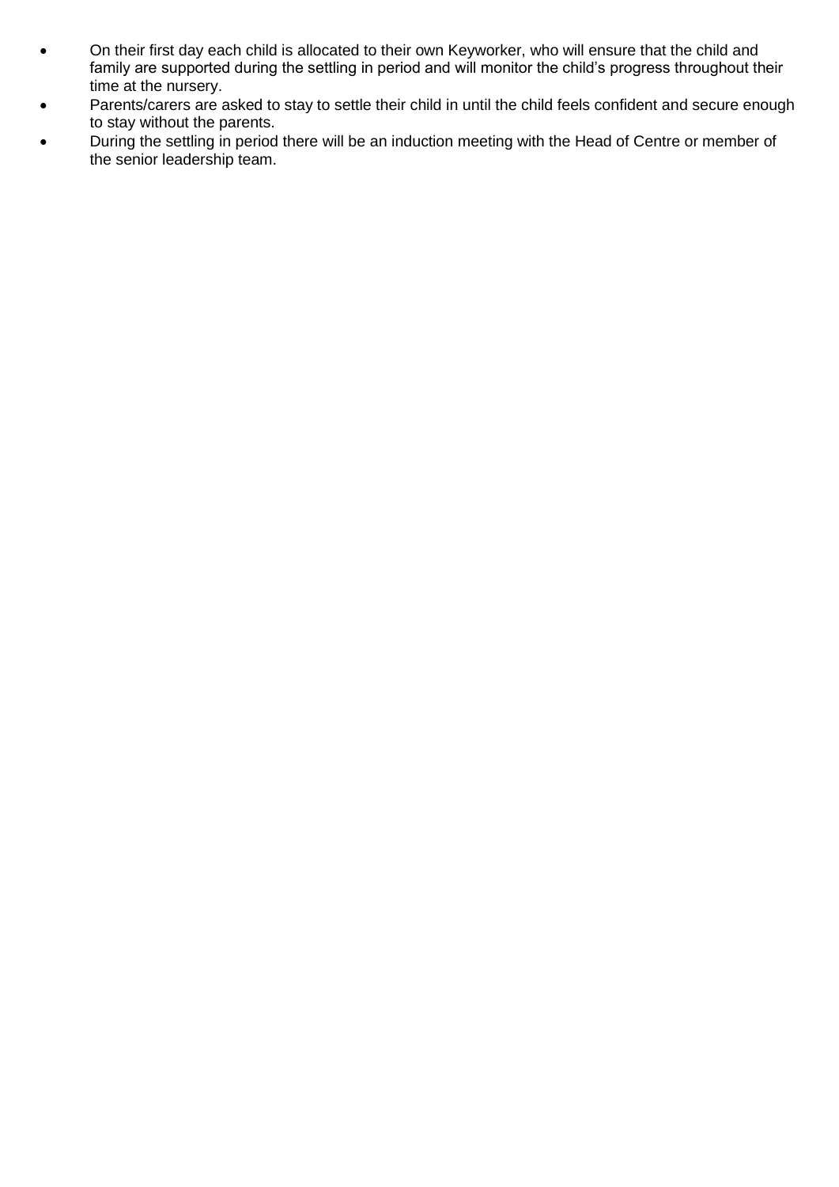- On their first day each child is allocated to their own Keyworker, who will ensure that the child and family are supported during the settling in period and will monitor the child's progress throughout their time at the nursery.
- Parents/carers are asked to stay to settle their child in until the child feels confident and secure enough to stay without the parents.
- During the settling in period there will be an induction meeting with the Head of Centre or member of the senior leadership team.